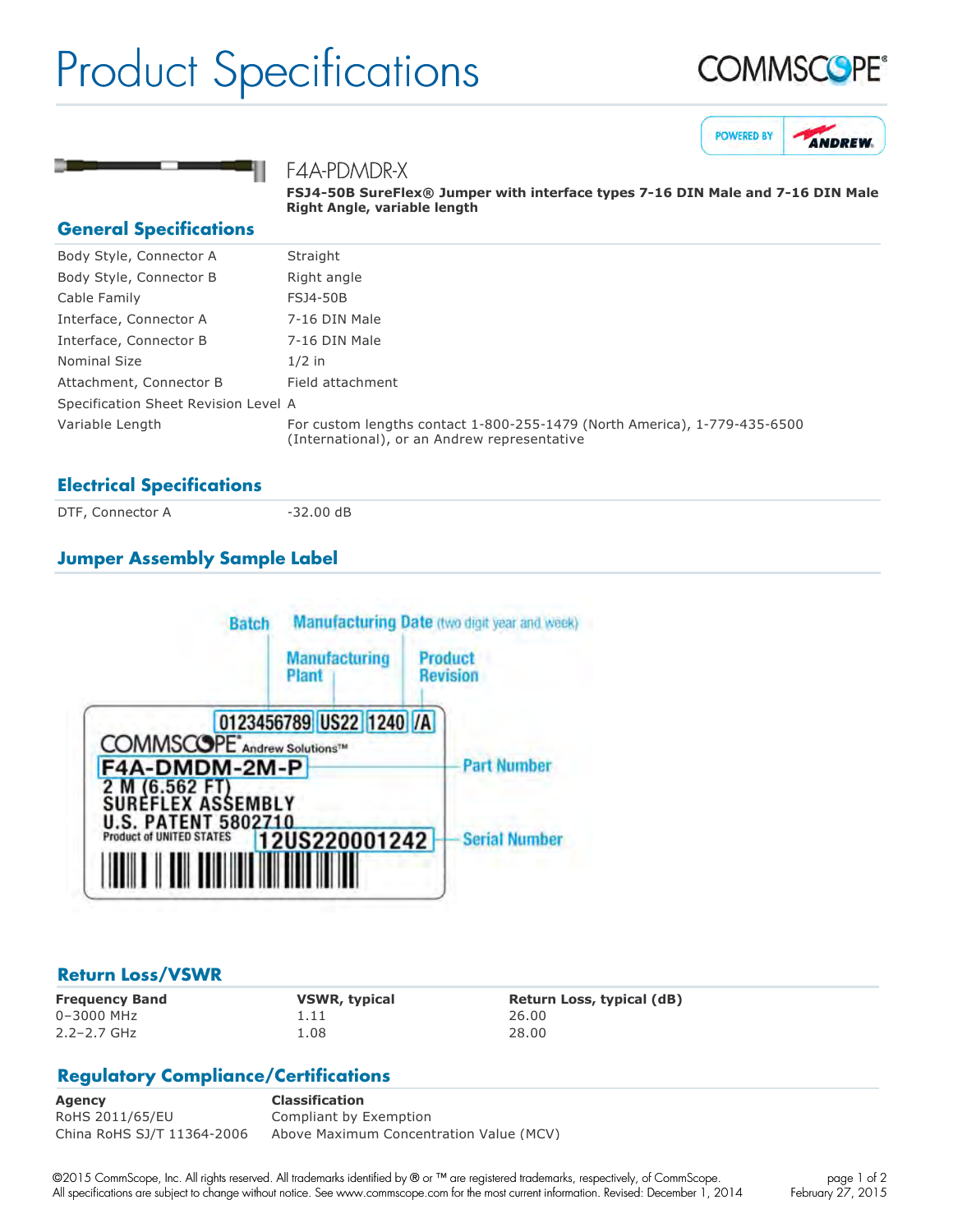# Product Specifications

COMMSCOPE®

POWERED BY ANDREW

## F4A-PDMDR-X

**FSJ4-50B SureFlex® Jumper with interface types 7-16 DIN Male and 7-16 DIN Male Right Angle, variable length**

## General Specifications

| | |
|---|---|
| Body Style, Connector A | Straight |
| Body Style, Connector B | Right angle |
| Cable Family | FSJ4-50B |
| Interface, Connector A | 7-16 DIN Male |
| Interface, Connector B | 7-16 DIN Male |
| Nominal Size | 1/2 in |
| Attachment, Connector B | Field attachment |
| Specification Sheet Revision Level | A |
| Variable Length | For custom lengths contact 1-800-255-1479 (North America), 1-779-435-6500 (International), or an Andrew representative |

## Electrical Specifications

| | |
|---|---|
| DTF, Connector A | -32.00 dB |

## Jumper Assembly Sample Label

Batch — Manufacturing Date (two digit year and week) — Manufacturing Plant — Product Revision

0123456789 | US22 | 1240 | /A

COMMSCOPE® Andrew Solutions™

F4A-DMDM-2M-P — Part Number

2 M (6.562 FT)
SUREFLEX ASSEMBLY
U.S. PATENT 5802710
Product of UNITED STATES

12US220001242 — Serial Number

## Return Loss/VSWR

| Frequency Band | VSWR, typical | Return Loss, typical (dB) |
|---|---|---|
| 0–3000 MHz | 1.11 | 26.00 |
| 2.2–2.7 GHz | 1.08 | 28.00 |

## Regulatory Compliance/Certifications

| Agency | Classification |
|---|---|
| RoHS 2011/65/EU | Compliant by Exemption |
| China RoHS SJ/T 11364-2006 | Above Maximum Concentration Value (MCV) |

©2015 CommScope, Inc. All rights reserved. All trademarks identified by ® or ™ are registered trademarks, respectively, of CommScope. All specifications are subject to change without notice. See www.commscope.com for the most current information. Revised: December 1, 2014

February 27, 2015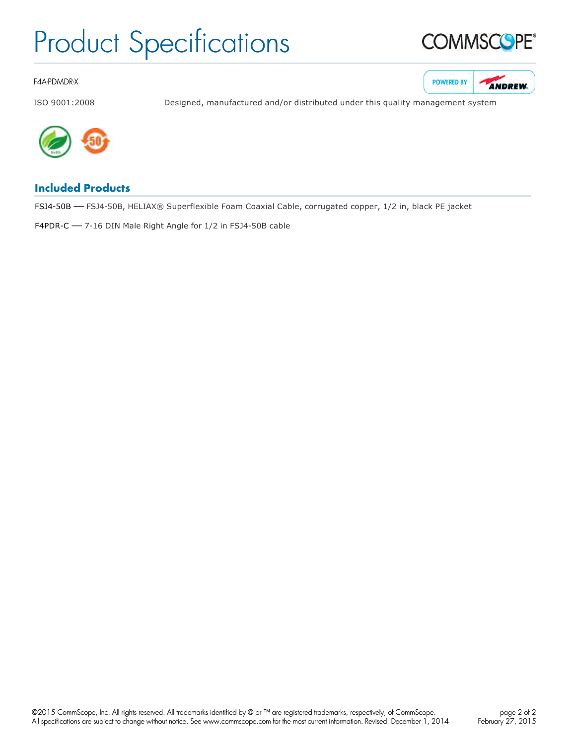# Product Specifications

F4A-PDMDR-X

ISO 9001:2008 Designed, manufactured and/or distributed under this quality management system

## Included Products

FSJ4-50B — FSJ4-50B, HELIAX® Superflexible Foam Coaxial Cable, corrugated copper, 1/2 in, black PE jacket

F4PDR-C — 7-16 DIN Male Right Angle for 1/2 in FSJ4-50B cable

©2015 CommScope, Inc. All rights reserved. All trademarks identified by ® or ™ are registered trademarks, respectively, of CommScope.
All specifications are subject to change without notice. See www.commscope.com for the most current information. Revised: December 1, 2014

February 27, 2015